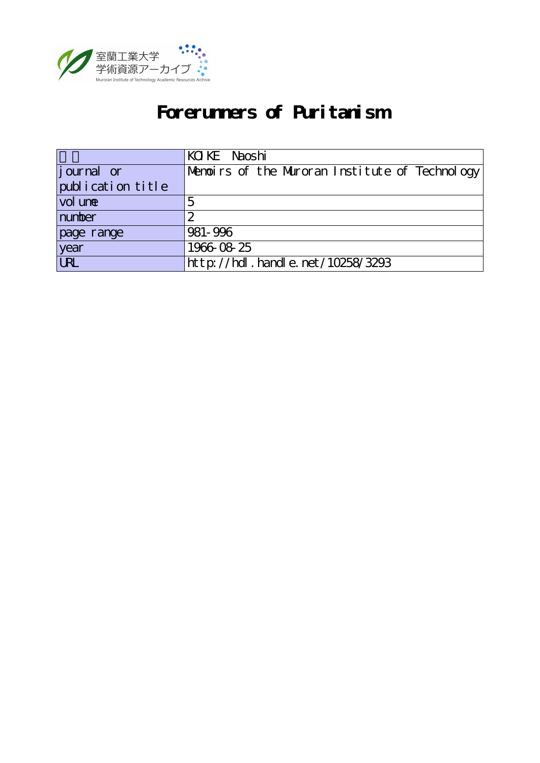室蘭工業大学
学術資源アーカイブ
Muroran Institute of Technology Academic Resources Archive

# Forerunners of Puritanism

| 著者 | KOIKE Naoshi |
|---|---|
| journal or publication title | Memoirs of the Muroran Institute of Technology |
| volume | 5 |
| number | 2 |
| page range | 981-996 |
| year | 1966-08-25 |
| URL | http://hdl.handle.net/10258/3293 |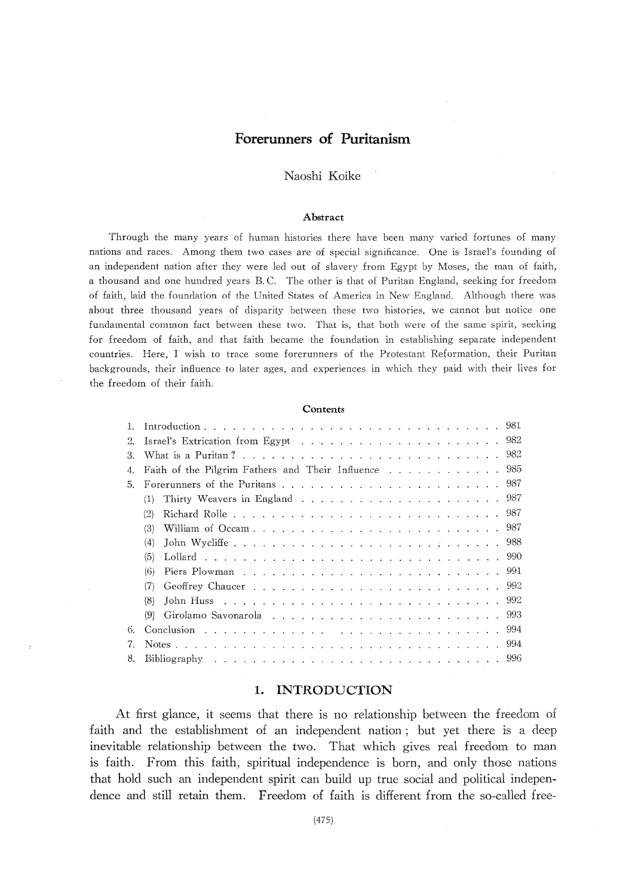# Forerunners of Puritanism

Naoshi Koike

**Abstract**

Through the many years of human histories there have been many varied fortunes of many nations and races. Among them two cases are of special significance. One is Israel's founding of an independent nation after they were led out of slavery from Egypt by Moses, the man of faith, a thousand and one hundred years B. C. The other is that of Puritan England, seeking for freedom of faith, laid the foundation of the United States of America in New England. Although there was about three thousand years of disparity between these two histories, we cannot but notice one fundamental common fact between these two. That is, that both were of the same spirit, seeking for freedom of faith, and that faith became the foundation in establishing separate independent countries. Here, I wish to trace some forerunners of the Protestant Reformation, their Puritan backgrounds, their influence to later ages, and experiences in which they paid with their lives for the freedom of their faith.

**Contents**

| | | |
|---|---|---|
| 1. | Introduction | 981 |
| 2. | Israel's Extrication from Egypt | 982 |
| 3. | What is a Puritan? | 982 |
| 4. | Faith of the Pilgrim Fathers and Their Influence | 985 |
| 5. | Forerunners of the Puritans | 987 |
| | (1) Thirty Weavers in England | 987 |
| | (2) Richard Rolle | 987 |
| | (3) William of Occam | 987 |
| | (4) John Wycliffe | 988 |
| | (5) Lollard | 990 |
| | (6) Piers Plowman | 991 |
| | (7) Geoffrey Chaucer | 992 |
| | (8) John Huss | 992 |
| | (9) Girolamo Savonarola | 993 |
| 6. | Conclusion | 994 |
| 7. | Notes | 994 |
| 8. | Bibliography | 996 |

## 1. INTRODUCTION

At first glance, it seems that there is no relationship between the freedom of faith and the establishment of an independent nation; but yet there is a deep inevitable relationship between the two. That which gives real freedom to man is faith. From this faith, spiritual independence is born, and only those nations that hold such an independent spirit can build up true social and political independence and still retain them. Freedom of faith is different from the so-called free-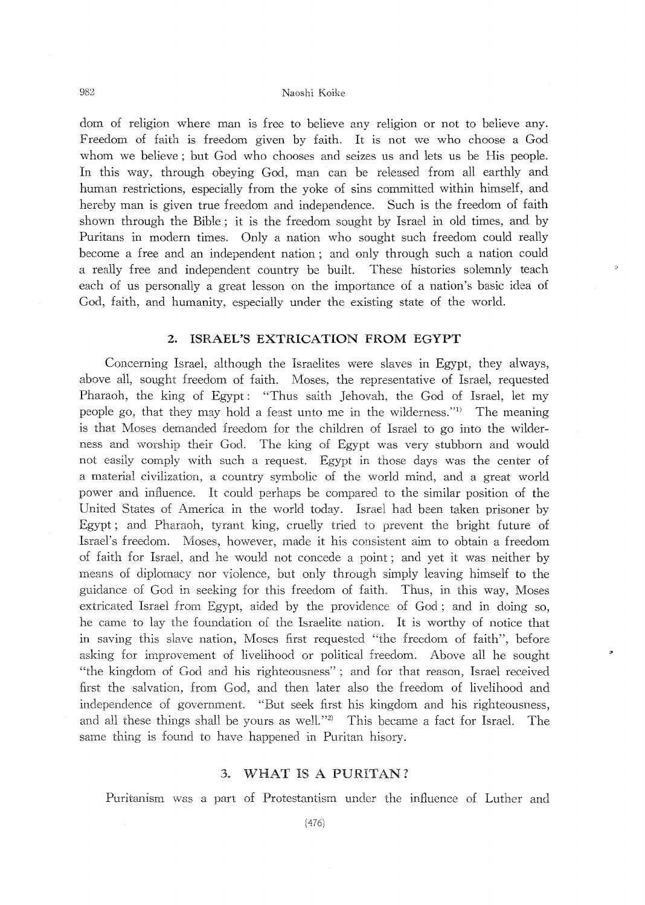dom of religion where man is free to believe any religion or not to believe any. Freedom of faith is freedom given by faith. It is not we who choose a God whom we believe; but God who chooses and seizes us and lets us be His people. In this way, through obeying God, man can be released from all earthly and human restrictions, especially from the yoke of sins committed within himself, and hereby man is given true freedom and independence. Such is the freedom of faith shown through the Bible; it is the freedom sought by Israel in old times, and by Puritans in modern times. Only a nation who sought such freedom could really become a free and an independent nation; and only through such a nation could a really free and independent country be built. These histories solemnly teach each of us personally a great lesson on the importance of a nation's basic idea of God, faith, and humanity, especially under the existing state of the world.

## 2. ISRAEL'S EXTRICATION FROM EGYPT

Concerning Israel, although the Israelites were slaves in Egypt, they always, above all, sought freedom of faith. Moses, the representative of Israel, requested Pharaoh, the king of Egypt: "Thus saith Jehovah, the God of Israel, let my people go, that they may hold a feast unto me in the wilderness."[1] The meaning is that Moses demanded freedom for the children of Israel to go into the wilderness and worship their God. The king of Egypt was very stubborn and would not easily comply with such a request. Egypt in those days was the center of a material civilization, a country symbolic of the world mind, and a great world power and influence. It could perhaps be compared to the similar position of the United States of America in the world today. Israel had been taken prisoner by Egypt; and Pharaoh, tyrant king, cruelly tried to prevent the bright future of Israel's freedom. Moses, however, made it his consistent aim to obtain a freedom of faith for Israel, and he would not concede a point; and yet it was neither by means of diplomacy nor violence, but only through simply leaving himself to the guidance of God in seeking for this freedom of faith. Thus, in this way, Moses extricated Israel from Egypt, aided by the providence of God; and in doing so, he came to lay the foundation of the Israelite nation. It is worthy of notice that in saving this slave nation, Moses first requested "the freedom of faith", before asking for improvement of livelihood or political freedom. Above all he sought "the kingdom of God and his righteousness"; and for that reason, Israel received first the salvation, from God, and then later also the freedom of livelihood and independence of government. "But seek first his kingdom and his righteousness, and all these things shall be yours as well."[2] This became a fact for Israel. The same thing is found to have happened in Puritan hisory.

## 3. WHAT IS A PURITAN?

Puritanism was a part of Protestantism under the influence of Luther and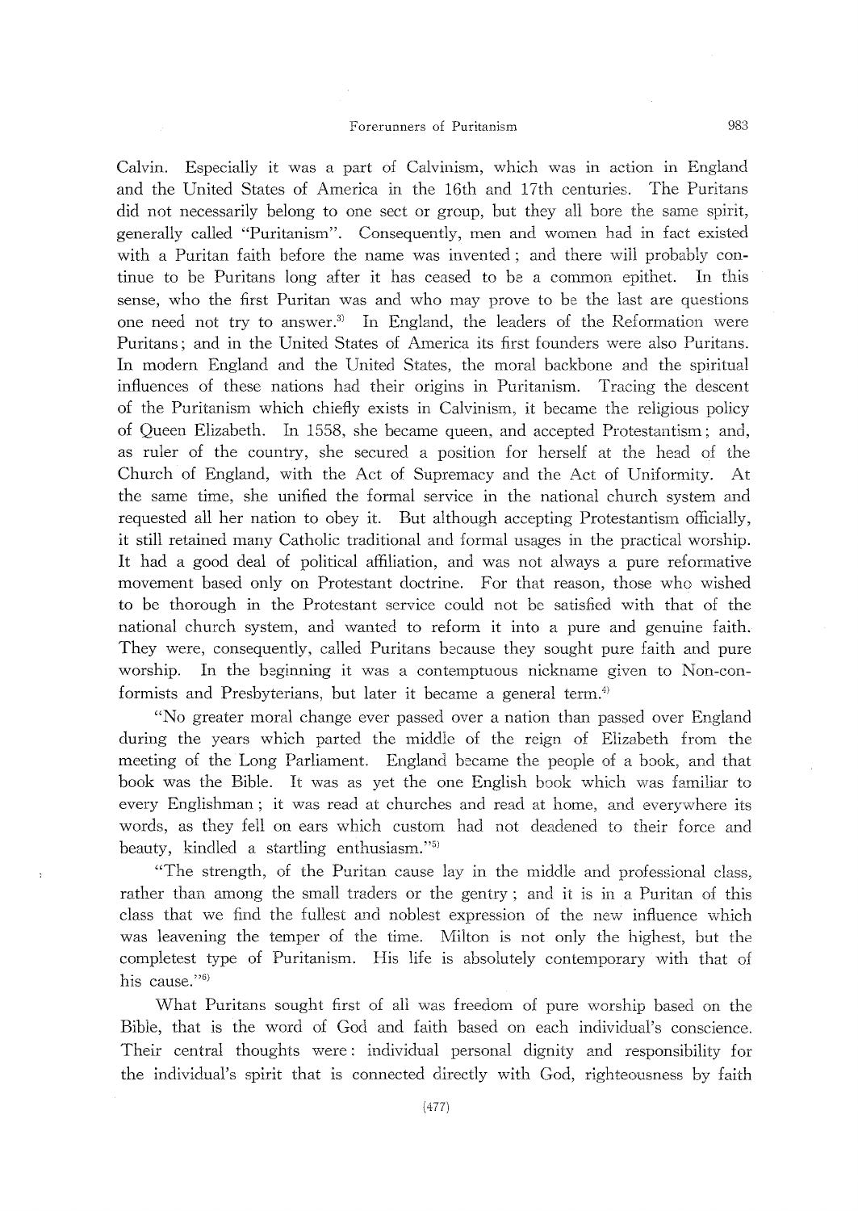Calvin. Especially it was a part of Calvinism, which was in action in England and the United States of America in the 16th and 17th centuries. The Puritans did not necessarily belong to one sect or group, but they all bore the same spirit, generally called "Puritanism". Consequently, men and women had in fact existed with a Puritan faith before the name was invented; and there will probably continue to be Puritans long after it has ceased to be a common epithet. In this sense, who the first Puritan was and who may prove to be the last are questions one need not try to answer.[3] In England, the leaders of the Reformation were Puritans; and in the United States of America its first founders were also Puritans. In modern England and the United States, the moral backbone and the spiritual influences of these nations had their origins in Puritanism. Tracing the descent of the Puritanism which chiefly exists in Calvinism, it became the religious policy of Queen Elizabeth. In 1558, she became queen, and accepted Protestantism; and, as ruler of the country, she secured a position for herself at the head of the Church of England, with the Act of Supremacy and the Act of Uniformity. At the same time, she unified the formal service in the national church system and requested all her nation to obey it. But although accepting Protestantism officially, it still retained many Catholic traditional and formal usages in the practical worship. It had a good deal of political affiliation, and was not always a pure reformative movement based only on Protestant doctrine. For that reason, those who wished to be thorough in the Protestant service could not be satisfied with that of the national church system, and wanted to reform it into a pure and genuine faith. They were, consequently, called Puritans because they sought pure faith and pure worship. In the beginning it was a contemptuous nickname given to Non-conformists and Presbyterians, but later it became a general term.[4]

"No greater moral change ever passed over a nation than passed over England during the years which parted the middle of the reign of Elizabeth from the meeting of the Long Parliament. England became the people of a book, and that book was the Bible. It was as yet the one English book which was familiar to every Englishman; it was read at churches and read at home, and everywhere its words, as they fell on ears which custom had not deadened to their force and beauty, kindled a startling enthusiasm."[5]

"The strength, of the Puritan cause lay in the middle and professional class, rather than among the small traders or the gentry; and it is in a Puritan of this class that we find the fullest and noblest expression of the new influence which was leavening the temper of the time. Milton is not only the highest, but the completest type of Puritanism. His life is absolutely contemporary with that of his cause."[6]

What Puritans sought first of all was freedom of pure worship based on the Bible, that is the word of God and faith based on each individual's conscience. Their central thoughts were: individual personal dignity and responsibility for the individual's spirit that is connected directly with God, righteousness by faith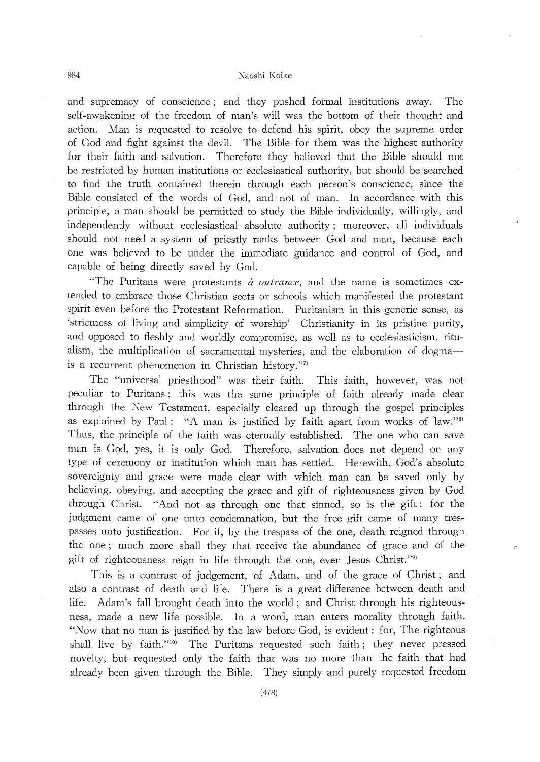and supremacy of conscience; and they pushed formal institutions away. The self-awakening of the freedom of man's will was the bottom of their thought and action. Man is requested to resolve to defend his spirit, obey the supreme order of God and fight against the devil. The Bible for them was the highest authority for their faith and salvation. Therefore they believed that the Bible should not be restricted by human institutions or ecclesiastical authority, but should be searched to find the truth contained therein through each person's conscience, since the Bible consisted of the words of God, and not of man. In accordance with this principle, a man should be permitted to study the Bible individually, willingly, and independently without ecclesiastical absolute authority; moreover, all individuals should not need a system of priestly ranks between God and man, because each one was believed to be under the immediate guidance and control of God, and capable of being directly saved by God.

"The Puritans were protestants *à outrance*, and the name is sometimes extended to embrace those Christian sects or schools which manifested the protestant spirit even before the Protestant Reformation. Puritanism in this generic sense, as 'strictness of living and simplicity of worship'—Christianity in its pristine purity, and opposed to fleshly and worldly compromise, as well as to ecclesiasticism, ritualism, the multiplication of sacramental mysteries, and the elaboration of dogma—is a recurrent phenomenon in Christian history."[7]

The "universal priesthood" was their faith. This faith, however, was not peculiar to Puritans; this was the same principle of faith already made clear through the New Testament, especially cleared up through the gospel principles as explained by Paul: "A man is justified by faith apart from works of law."[8] Thus, the principle of the faith was eternally established. The one who can save man is God, yes, it is only God. Therefore, salvation does not depend on any type of ceremony or institution which man has settled. Herewith, God's absolute sovereignty and grace were made clear with which man can be saved only by believing, obeying, and accepting the grace and gift of righteousness given by God through Christ. "And not as through one that sinned, so is the gift: for the judgment came of one unto condemnation, but the free gift came of many trespasses unto justification. For if, by the trespass of the one, death reigned through the one; much more shall they that receive the abundance of grace and of the gift of righteousness reign in life through the one, even Jesus Christ."[9]

This is a contrast of judgement, of Adam, and of the grace of Christ; and also a contrast of death and life. There is a great difference between death and life. Adam's fall brought death into the world; and Christ through his righteousness, made a new life possible. In a word, man enters morality through faith. "Now that no man is justified by the law before God, is evident: for, The righteous shall live by faith."[10] The Puritans requested such faith; they never pressed novelty, but requested only the faith that was no more than the faith that had already been given through the Bible. They simply and purely requested freedom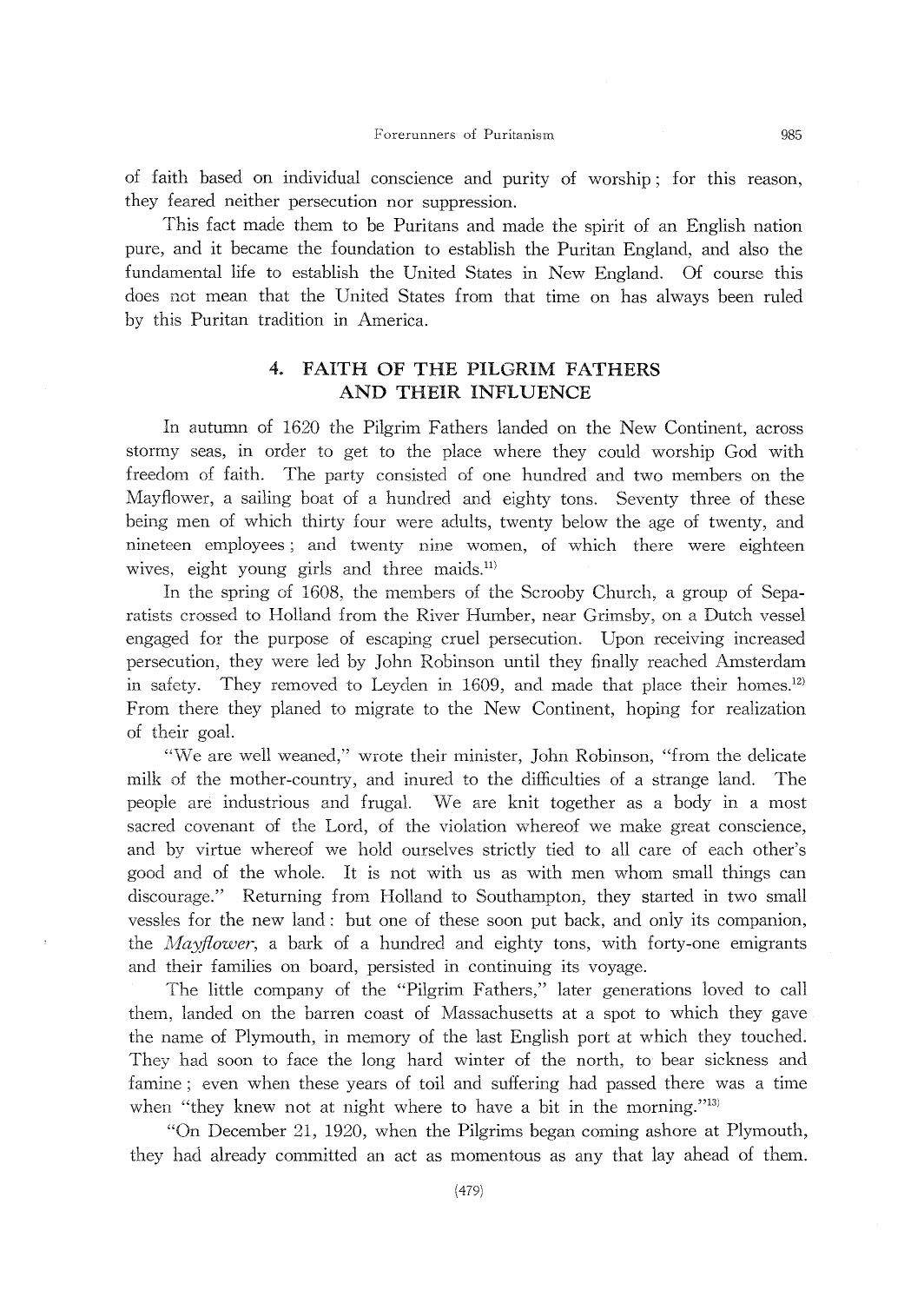of faith based on individual conscience and purity of worship; for this reason, they feared neither persecution nor suppression.

This fact made them to be Puritans and made the spirit of an English nation pure, and it became the foundation to establish the Puritan England, and also the fundamental life to establish the United States in New England. Of course this does not mean that the United States from that time on has always been ruled by this Puritan tradition in America.

## 4. FAITH OF THE PILGRIM FATHERS AND THEIR INFLUENCE

In autumn of 1620 the Pilgrim Fathers landed on the New Continent, across stormy seas, in order to get to the place where they could worship God with freedom of faith. The party consisted of one hundred and two members on the Mayflower, a sailing boat of a hundred and eighty tons. Seventy three of these being men of which thirty four were adults, twenty below the age of twenty, and nineteen employees; and twenty nine women, of which there were eighteen wives, eight young girls and three maids.[11]

In the spring of 1608, the members of the Scrooby Church, a group of Separatists crossed to Holland from the River Humber, near Grimsby, on a Dutch vessel engaged for the purpose of escaping cruel persecution. Upon receiving increased persecution, they were led by John Robinson until they finally reached Amsterdam in safety. They removed to Leyden in 1609, and made that place their homes.[12] From there they planed to migrate to the New Continent, hoping for realization of their goal.

"We are well weaned," wrote their minister, John Robinson, "from the delicate milk of the mother-country, and inured to the difficulties of a strange land. The people are industrious and frugal. We are knit together as a body in a most sacred covenant of the Lord, of the violation whereof we make great conscience, and by virtue whereof we hold ourselves strictly tied to all care of each other's good and of the whole. It is not with us as with men whom small things can discourage." Returning from Holland to Southampton, they started in two small vessles for the new land: but one of these soon put back, and only its companion, the *Mayflower*, a bark of a hundred and eighty tons, with forty-one emigrants and their families on board, persisted in continuing its voyage.

The little company of the "Pilgrim Fathers," later generations loved to call them, landed on the barren coast of Massachusetts at a spot to which they gave the name of Plymouth, in memory of the last English port at which they touched. They had soon to face the long hard winter of the north, to bear sickness and famine; even when these years of toil and suffering had passed there was a time when "they knew not at night where to have a bit in the morning."[13]

"On December 21, 1920, when the Pilgrims began coming ashore at Plymouth, they had already committed an act as momentous as any that lay ahead of them.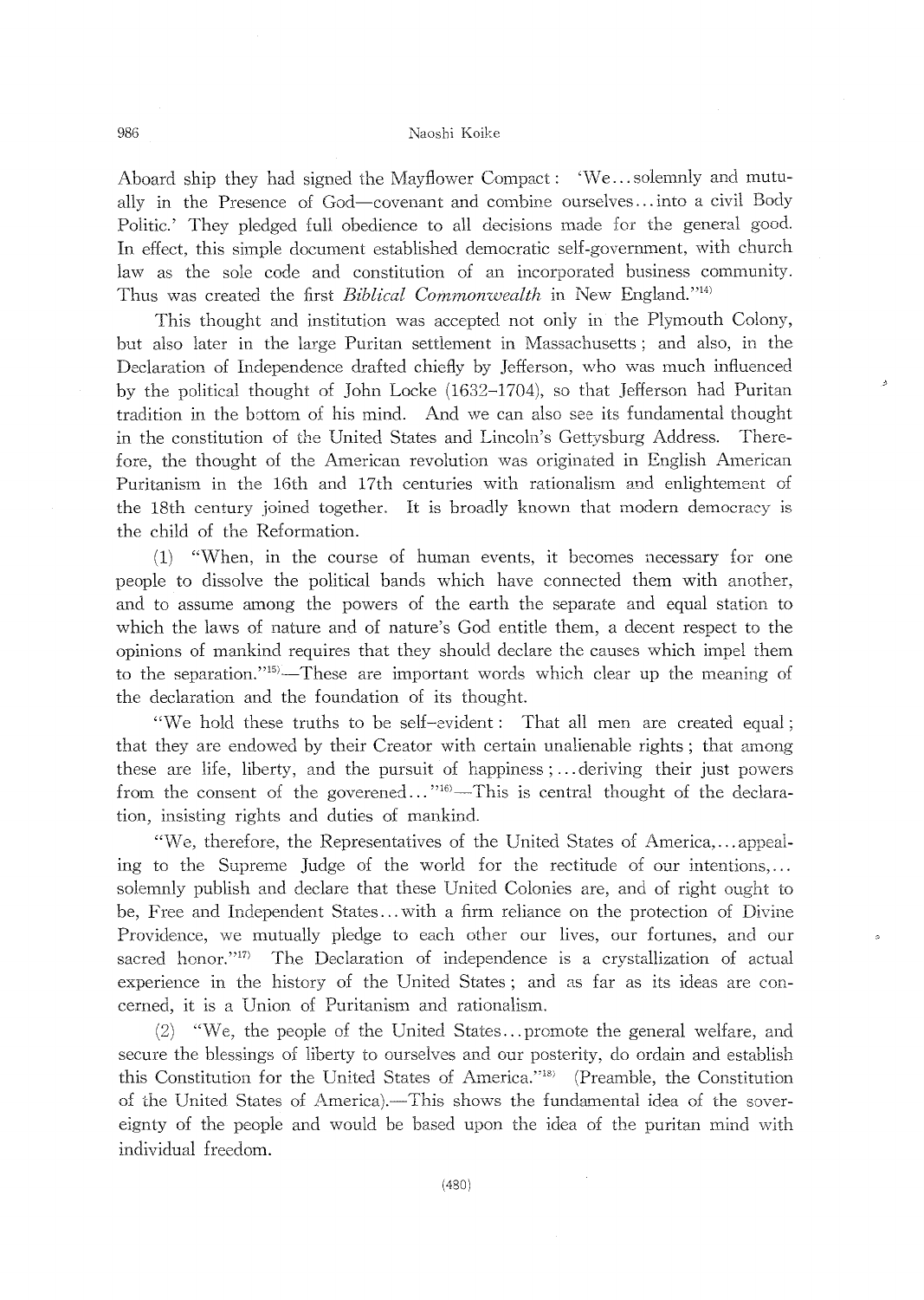Aboard ship they had signed the Mayflower Compact: 'We...solemnly and mutually in the Presence of God—covenant and combine ourselves...into a civil Body Politic.' They pledged full obedience to all decisions made for the general good. In effect, this simple document established democratic self-government, with church law as the sole code and constitution of an incorporated business community. Thus was created the first *Biblical Commonwealth* in New England."[14]

This thought and institution was accepted not only in the Plymouth Colony, but also later in the large Puritan settlement in Massachusetts; and also, in the Declaration of Independence drafted chiefly by Jefferson, who was much influenced by the political thought of John Locke (1632–1704), so that Jefferson had Puritan tradition in the bottom of his mind. And we can also see its fundamental thought in the constitution of the United States and Lincoln's Gettysburg Address. Therefore, the thought of the American revolution was originated in English American Puritanism in the 16th and 17th centuries with rationalism and enlightement of the 18th century joined together. It is broadly known that modern democracy is the child of the Reformation.

(1) "When, in the course of human events, it becomes necessary for one people to dissolve the political bands which have connected them with another, and to assume among the powers of the earth the separate and equal station to which the laws of nature and of nature's God entitle them, a decent respect to the opinions of mankind requires that they should declare the causes which impel them to the separation."[15]—These are important words which clear up the meaning of the declaration and the foundation of its thought.

"We hold these truths to be self-evident: That all men are created equal; that they are endowed by their Creator with certain unalienable rights; that among these are life, liberty, and the pursuit of happiness;...deriving their just powers from the consent of the govenered..."[16]—This is central thought of the declaration, insisting rights and duties of mankind.

"We, therefore, the Representatives of the United States of America,...appealing to the Supreme Judge of the world for the rectitude of our intentions,... solemnly publish and declare that these United Colonies are, and of right ought to be, Free and Independent States...with a firm reliance on the protection of Divine Providence, we mutually pledge to each other our lives, our fortunes, and our sacred honor."[17] The Declaration of independence is a crystallization of actual experience in the history of the United States; and as far as its ideas are concerned, it is a Union of Puritanism and rationalism.

(2) "We, the people of the United States...promote the general welfare, and secure the blessings of liberty to ourselves and our posterity, do ordain and establish this Constitution for the United States of America."[18] (Preamble, the Constitution of the United States of America).—This shows the fundamental idea of the sovereignty of the people and would be based upon the idea of the puritan mind with individual freedom.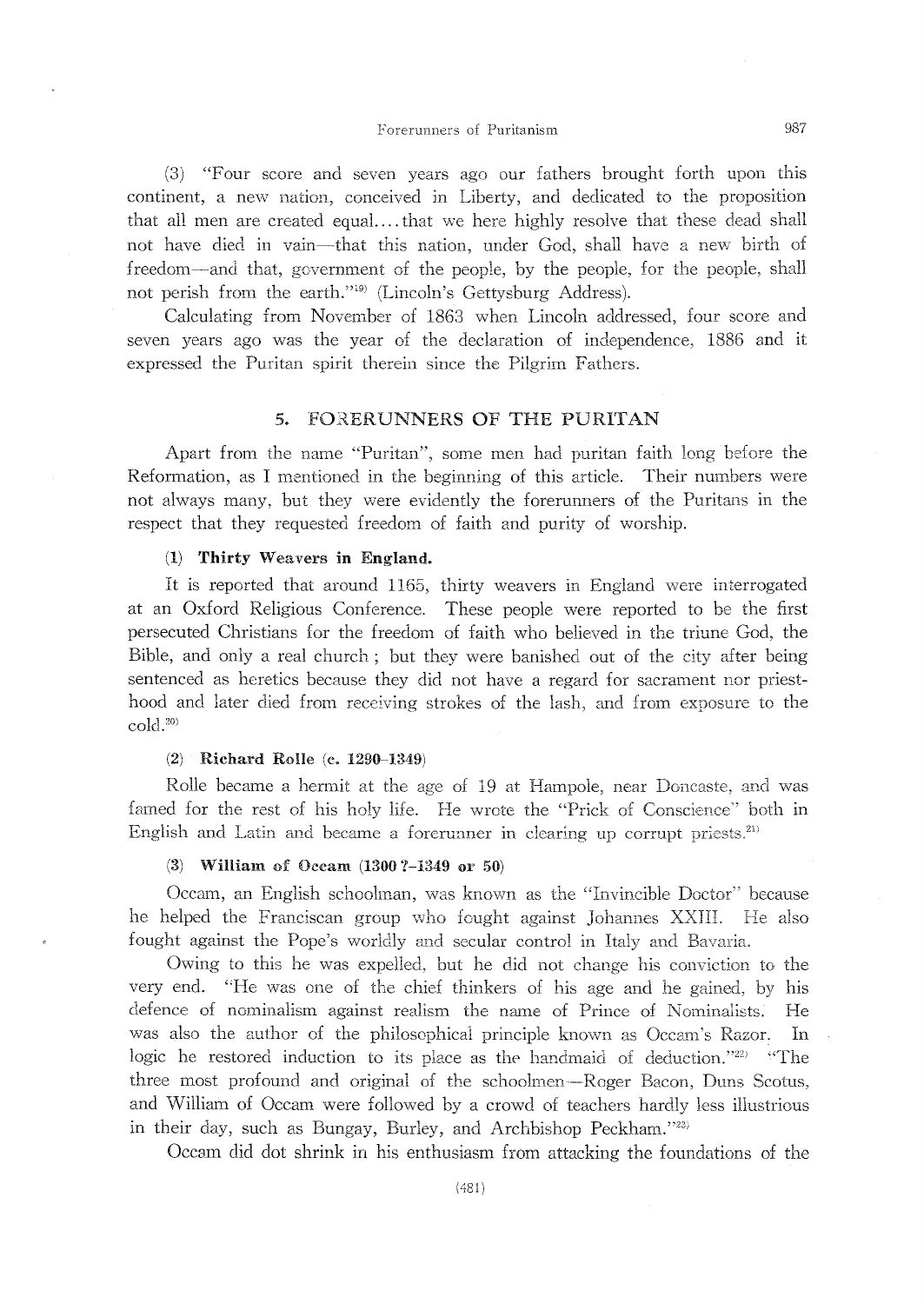(3) "Four score and seven years ago our fathers brought forth upon this continent, a new nation, conceived in Liberty, and dedicated to the proposition that all men are created equal.... that we here highly resolve that these dead shall not have died in vain—that this nation, under God, shall have a new birth of freedom—and that, government of the people, by the people, for the people, shall not perish from the earth."[19] (Lincoln's Gettysburg Address).

Calculating from November of 1863 when Lincoln addressed, four score and seven years ago was the year of the declaration of independence, 1886 and it expressed the Puritan spirit therein since the Pilgrim Fathers.

## 5. FORERUNNERS OF THE PURITAN

Apart from the name "Puritan", some men had puritan faith long before the Reformation, as I mentioned in the beginning of this article. Their numbers were not always many, but they were evidently the forerunners of the Puritans in the respect that they requested freedom of faith and purity of worship.

### (1) Thirty Weavers in England.

It is reported that around 1165, thirty weavers in England were interrogated at an Oxford Religious Conference. These people were reported to be the first persecuted Christians for the freedom of faith who believed in the triune God, the Bible, and only a real church; but they were banished out of the city after being sentenced as heretics because they did not have a regard for sacrament nor priesthood and later died from receiving strokes of the lash, and from exposure to the cold.[20]

### (2) Richard Rolle (c. 1290–1349)

Rolle became a hermit at the age of 19 at Hampole, near Doncaste, and was famed for the rest of his holy life. He wrote the "Prick of Conscience" both in English and Latin and became a forerunner in clearing up corrupt priests.[21]

### (3) William of Occam (1300 ?–1349 or 50)

Occam, an English schoolman, was known as the "Invincible Doctor" because he helped the Franciscan group who fought against Johannes XXIII. He also fought against the Pope's worldly and secular control in Italy and Bavaria.

Owing to this he was expelled, but he did not change his conviction to the very end. "He was one of the chief thinkers of his age and he gained, by his defence of nominalism against realism the name of Prince of Nominalists. He was also the author of the philosophical principle known as Occam's Razor. In logic he restored induction to its place as the handmaid of deduction."[22] "The three most profound and original of the schoolmen—Roger Bacon, Duns Scotus, and William of Occam were followed by a crowd of teachers hardly less illustrious in their day, such as Bungay, Burley, and Archbishop Peckham."[23]

Occam did dot shrink in his enthusiasm from attacking the foundations of the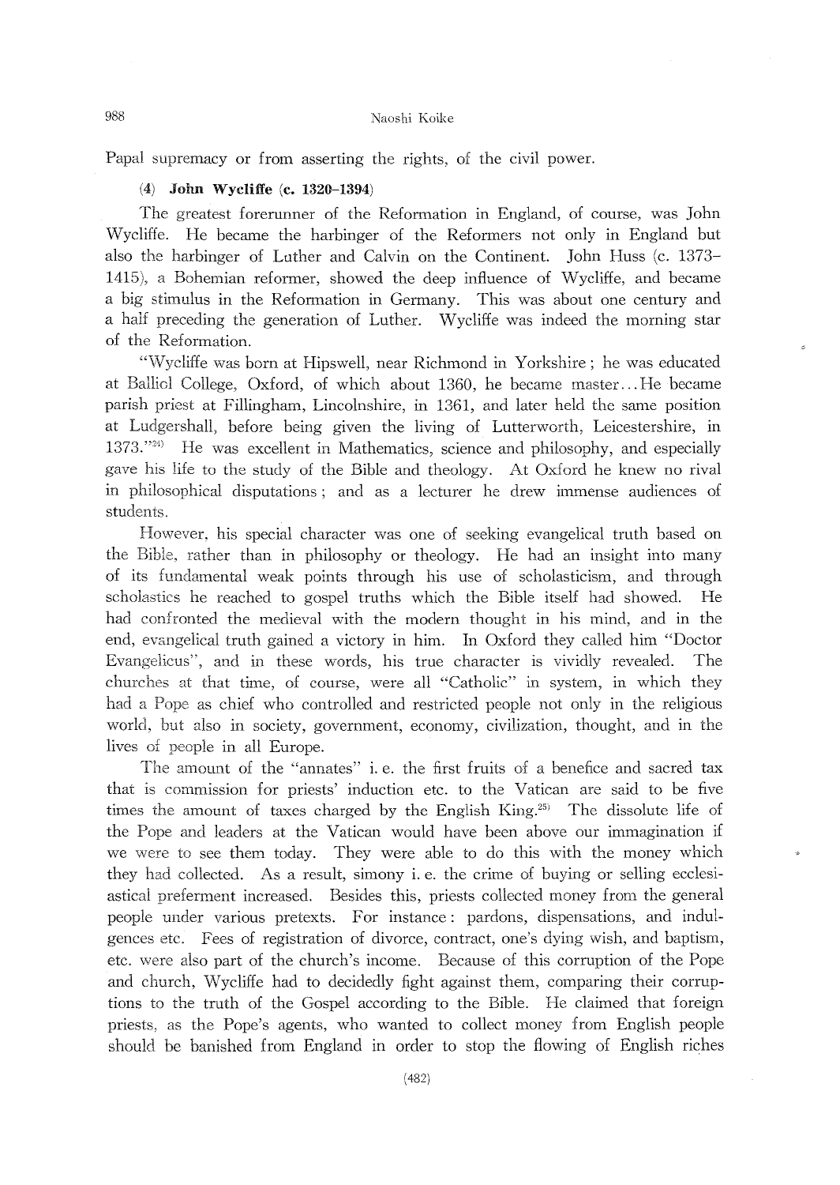Papal supremacy or from asserting the rights, of the civil power.

### (4) John Wycliffe (c. 1320–1394)

The greatest forerunner of the Reformation in England, of course, was John Wycliffe. He became the harbinger of the Reformers not only in England but also the harbinger of Luther and Calvin on the Continent. John Huss (c. 1373–1415), a Bohemian reformer, showed the deep influence of Wycliffe, and became a big stimulus in the Reformation in Germany. This was about one century and a half preceding the generation of Luther. Wycliffe was indeed the morning star of the Reformation.

"Wycliffe was born at Hipswell, near Richmond in Yorkshire ; he was educated at Balliol College, Oxford, of which about 1360, he became master...He became parish priest at Fillingham, Lincolnshire, in 1361, and later held the same position at Ludgershall, before being given the living of Lutterworth, Leicestershire, in 1373."[24] He was excellent in Mathematics, science and philosophy, and especially gave his life to the study of the Bible and theology. At Oxford he knew no rival in philosophical disputations ; and as a lecturer he drew immense audiences of students.

However, his special character was one of seeking evangelical truth based on the Bible, rather than in philosophy or theology. He had an insight into many of its fundamental weak points through his use of scholasticism, and through scholastics he reached to gospel truths which the Bible itself had showed. He had confronted the medieval with the modern thought in his mind, and in the end, evangelical truth gained a victory in him. In Oxford they called him "Doctor Evangelicus", and in these words, his true character is vividly revealed. The churches at that time, of course, were all "Catholic" in system, in which they had a Pope as chief who controlled and restricted people not only in the religious world, but also in society, government, economy, civilization, thought, and in the lives of people in all Europe.

The amount of the "annates" i. e. the first fruits of a benefice and sacred tax that is commission for priests' induction etc. to the Vatican are said to be five times the amount of taxes charged by the English King.[25] The dissolute life of the Pope and leaders at the Vatican would have been above our immagination if we were to see them today. They were able to do this with the money which they had collected. As a result, simony i. e. the crime of buying or selling ecclesiastical preferment increased. Besides this, priests collected money from the general people under various pretexts. For instance : pardons, dispensations, and indulgences etc. Fees of registration of divorce, contract, one's dying wish, and baptism, etc. were also part of the church's income. Because of this corruption of the Pope and church, Wycliffe had to decidedly fight against them, comparing their corruptions to the truth of the Gospel according to the Bible. He claimed that foreign priests, as the Pope's agents, who wanted to collect money from English people should be banished from England in order to stop the flowing of English riches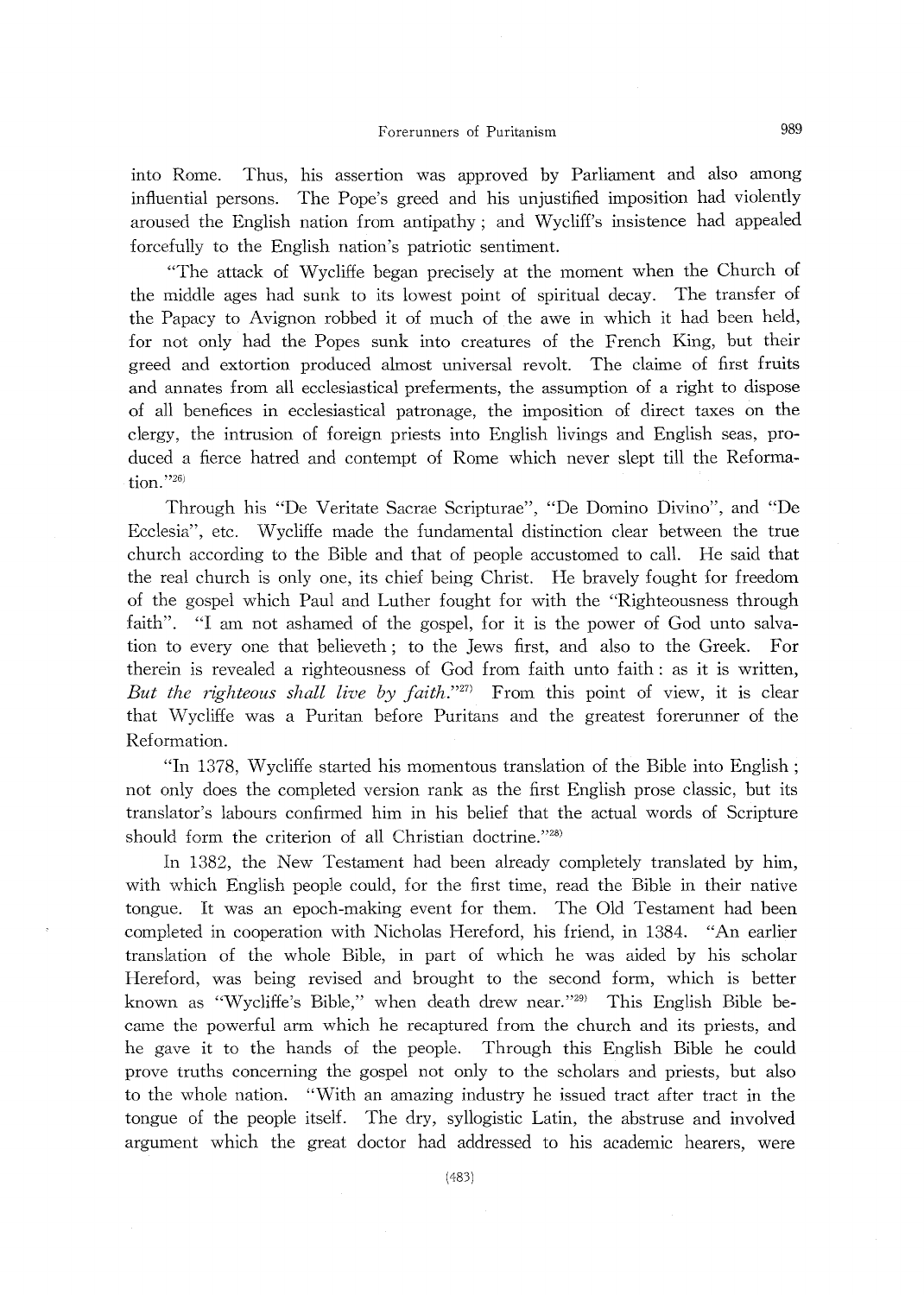into Rome. Thus, his assertion was approved by Parliament and also among influential persons. The Pope's greed and his unjustified imposition had violently aroused the English nation from antipathy ; and Wycliff's insistence had appealed forcefully to the English nation's patriotic sentiment.

"The attack of Wycliffe began precisely at the moment when the Church of the middle ages had sunk to its lowest point of spiritual decay. The transfer of the Papacy to Avignon robbed it of much of the awe in which it had been held, for not only had the Popes sunk into creatures of the French King, but their greed and extortion produced almost universal revolt. The claime of first fruits and annates from all ecclesiastical preferments, the assumption of a right to dispose of all benefices in ecclesiastical patronage, the imposition of direct taxes on the clergy, the intrusion of foreign priests into English livings and English seas, produced a fierce hatred and contempt of Rome which never slept till the Reformation."[26]

Through his "De Veritate Sacrae Scripturae", "De Domino Divino", and "De Ecclesia", etc. Wycliffe made the fundamental distinction clear between the true church according to the Bible and that of people accustomed to call. He said that the real church is only one, its chief being Christ. He bravely fought for freedom of the gospel which Paul and Luther fought for with the "Righteousness through faith". "I am not ashamed of the gospel, for it is the power of God unto salvation to every one that believeth ; to the Jews first, and also to the Greek. For therein is revealed a righteousness of God from faith unto faith : as it is written, *But the righteous shall live by faith.*"[27] From this point of view, it is clear that Wycliffe was a Puritan before Puritans and the greatest forerunner of the Reformation.

"In 1378, Wycliffe started his momentous translation of the Bible into English ; not only does the completed version rank as the first English prose classic, but its translator's labours confirmed him in his belief that the actual words of Scripture should form the criterion of all Christian doctrine."[28]

In 1382, the New Testament had been already completely translated by him, with which English people could, for the first time, read the Bible in their native tongue. It was an epoch-making event for them. The Old Testament had been completed in cooperation with Nicholas Hereford, his friend, in 1384. "An earlier translation of the whole Bible, in part of which he was aided by his scholar Hereford, was being revised and brought to the second form, which is better known as "Wycliffe's Bible," when death drew near."[29] This English Bible became the powerful arm which he recaptured from the church and its priests, and he gave it to the hands of the people. Through this English Bible he could prove truths concerning the gospel not only to the scholars and priests, but also to the whole nation. "With an amazing industry he issued tract after tract in the tongue of the people itself. The dry, syllogistic Latin, the abstruse and involved argument which the great doctor had addressed to his academic hearers, were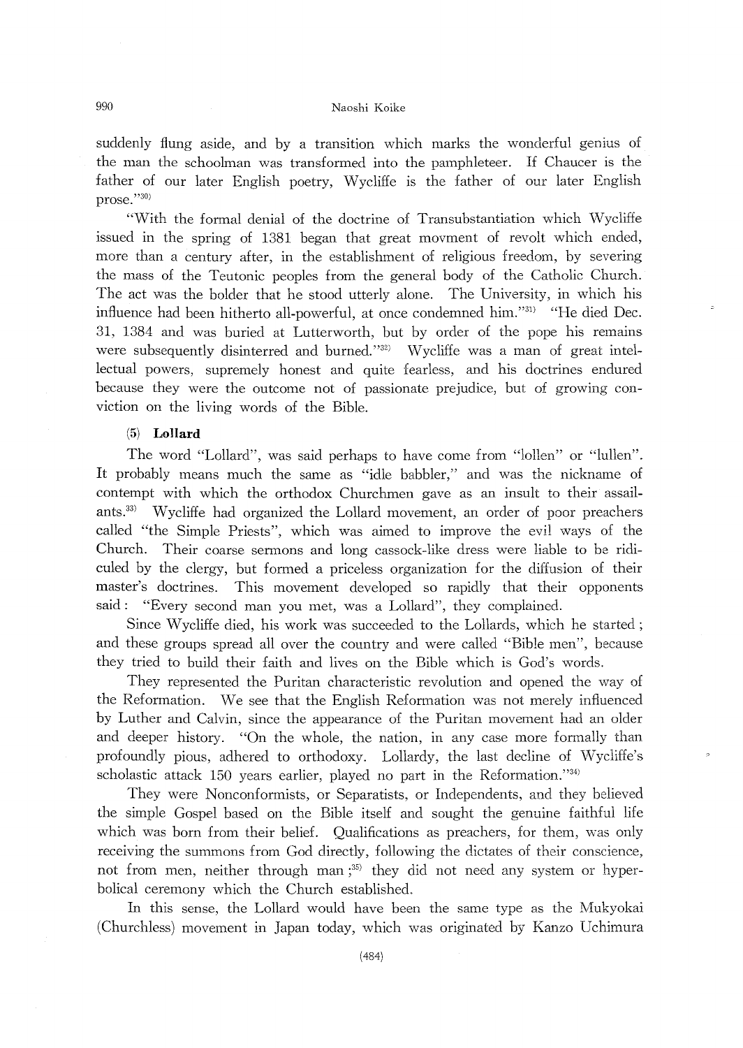suddenly flung aside, and by a transition which marks the wonderful genius of the man the schoolman was transformed into the pamphleteer. If Chaucer is the father of our later English poetry, Wycliffe is the father of our later English prose."[30)]

"With the formal denial of the doctrine of Transubstantiation which Wycliffe issued in the spring of 1381 began that great movment of revolt which ended, more than a century after, in the establishment of religious freedom, by severing the mass of the Teutonic peoples from the general body of the Catholic Church. The act was the bolder that he stood utterly alone. The University, in which his influence had been hitherto all-powerful, at once condemned him."[31)] "He died Dec. 31, 1384 and was buried at Lutterworth, but by order of the pope his remains were subsequently disinterred and burned."[32)] Wycliffe was a man of great intellectual powers, supremely honest and quite fearless, and his doctrines endured because they were the outcome not of passionate prejudice, but of growing conviction on the living words of the Bible.

### (5) Lollard

The word "Lollard", was said perhaps to have come from "lollen" or "lullen". It probably means much the same as "idle babbler," and was the nickname of contempt with which the orthodox Churchmen gave as an insult to their assailants.[33)] Wycliffe had organized the Lollard movement, an order of poor preachers called "the Simple Priests", which was aimed to improve the evil ways of the Church. Their coarse sermons and long cassock-like dress were liable to be ridiculed by the clergy, but formed a priceless organization for the diffusion of their master's doctrines. This movement developed so rapidly that their opponents said: "Every second man you met, was a Lollard", they complained.

Since Wycliffe died, his work was succeeded to the Lollards, which he started; and these groups spread all over the country and were called "Bible men", because they tried to build their faith and lives on the Bible which is God's words.

They represented the Puritan characteristic revolution and opened the way of the Reformation. We see that the English Reformation was not merely influenced by Luther and Calvin, since the appearance of the Puritan movement had an older and deeper history. "On the whole, the nation, in any case more formally than profoundly pious, adhered to orthodoxy. Lollardy, the last decline of Wycliffe's scholastic attack 150 years earlier, played no part in the Reformation."[34)]

They were Nonconformists, or Separatists, or Independents, and they believed the simple Gospel based on the Bible itself and sought the genuine faithful life which was born from their belief. Qualifications as preachers, for them, was only receiving the summons from God directly, following the dictates of their conscience, not from men, neither through man;[35)] they did not need any system or hyperbolical ceremony which the Church established.

In this sense, the Lollard would have been the same type as the Mukyokai (Churchless) movement in Japan today, which was originated by Kanzo Uchimura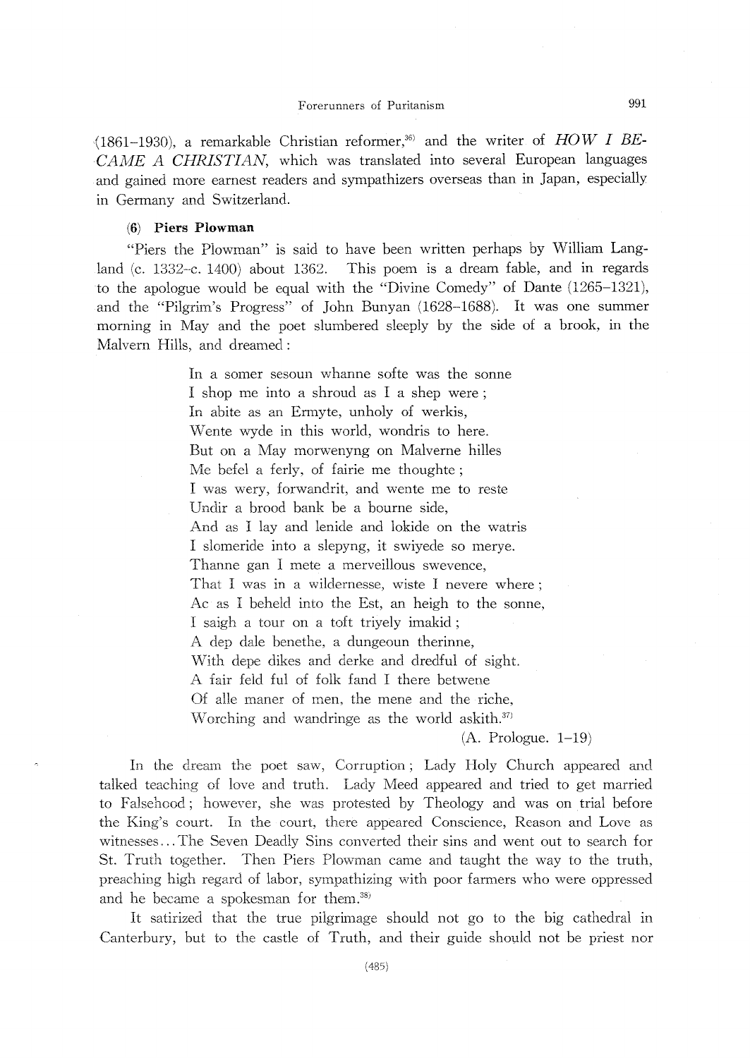(1861–1930), a remarkable Christian reformer,[36] and the writer of *HOW I BECAME A CHRISTIAN*, which was translated into several European languages and gained more earnest readers and sympathizers overseas than in Japan, especially in Germany and Switzerland.

### (6) Piers Plowman

"Piers the Plowman" is said to have been written perhaps by William Langland (c. 1332–c. 1400) about 1362. This poem is a dream fable, and in regards to the apologue would be equal with the "Divine Comedy" of Dante (1265–1321), and the "Pilgrim's Progress" of John Bunyan (1628–1688). It was one summer morning in May and the poet slumbered sleepily by the side of a brook, in the Malvern Hills, and dreamed:

> In a somer sesoun whanne softe was the sonne
> I shop me into a shroud as I a shep were;
> In abite as an Ermyte, unholy of werkis,
> Wente wyde in this world, wondris to here.
> But on a May morwenyng on Malverne hilles
> Me befel a ferly, of fairie me thoughte;
> I was wery, forwandrit, and wente me to reste
> Undir a brood bank be a bourne side,
> And as I lay and lenide and lokide on the watris
> I slomeride into a slepyng, it swiyede so merye.
> Thanne gan I mete a merveillous swevence,
> That I was in a wildernesse, wiste I nevere where;
> Ac as I beheld into the Est, an heigh to the sonne,
> I saigh a tour on a toft triyely imakid;
> A dep dale benethe, a dungeoun therinne,
> With depe dikes and derke and dredful of sight.
> A fair feld ful of folk fand I there betwene
> Of alle maner of men, the mene and the riche,
> Worching and wandringe as the world askith.[37]
>
> (A. Prologue. 1–19)

In the dream the poet saw, Corruption; Lady Holy Church appeared and talked teaching of love and truth. Lady Meed appeared and tried to get married to Falsehood; however, she was protested by Theology and was on trial before the King's court. In the court, there appeared Conscience, Reason and Love as witnesses...The Seven Deadly Sins converted their sins and went out to search for St. Truth together. Then Piers Plowman came and taught the way to the truth, preaching high regard of labor, sympathizing with poor farmers who were oppressed and he became a spokesman for them.[38]

It satirized that the true pilgrimage should not go to the big cathedral in Canterbury, but to the castle of Truth, and their guide should not be priest nor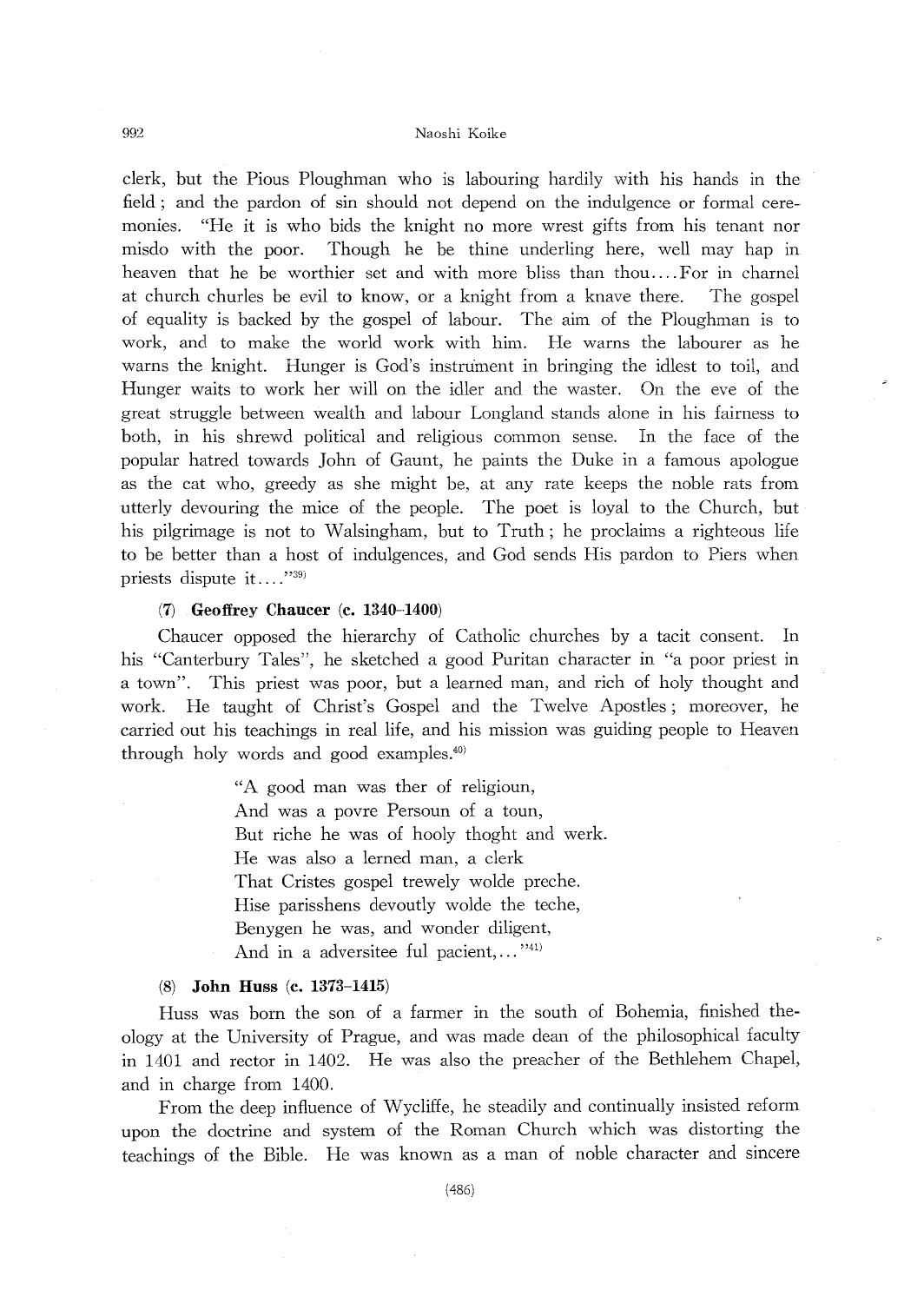clerk, but the Pious Ploughman who is labouring hardily with his hands in the field ; and the pardon of sin should not depend on the indulgence or formal ceremonies. "He it is who bids the knight no more wrest gifts from his tenant nor misdo with the poor. Though he be thine underling here, well may hap in heaven that he be worthier set and with more bliss than thou....For in charnel at church churles be evil to know, or a knight from a knave there. The gospel of equality is backed by the gospel of labour. The aim of the Ploughman is to work, and to make the world work with him. He warns the labourer as he warns the knight. Hunger is God's instrument in bringing the idlest to toil, and Hunger waits to work her will on the idler and the waster. On the eve of the great struggle between wealth and labour Longland stands alone in his fairness to both, in his shrewd political and religious common sense. In the face of the popular hatred towards John of Gaunt, he paints the Duke in a famous apologue as the cat who, greedy as she might be, at any rate keeps the noble rats from utterly devouring the mice of the people. The poet is loyal to the Church, but his pilgrimage is not to Walsingham, but to Truth ; he proclaims a righteous life to be better than a host of indulgences, and God sends His pardon to Piers when priests dispute it...."[39]

### (7) Geoffrey Chaucer (c. 1340–1400)

Chaucer opposed the hierarchy of Catholic churches by a tacit consent. In his "Canterbury Tales", he sketched a good Puritan character in "a poor priest in a town". This priest was poor, but a learned man, and rich of holy thought and work. He taught of Christ's Gospel and the Twelve Apostles ; moreover, he carried out his teachings in real life, and his mission was guiding people to Heaven through holy words and good examples.[40]

> "A good man was ther of religioun,
> And was a povre Persoun of a toun,
> But riche he was of hooly thoght and werk.
> He was also a lerned man, a clerk
> That Cristes gospel trewely wolde preche.
> Hise parisshens devoutly wolde the teche,
> Benygen he was, and wonder diligent,
> And in a adversitee ful pacient,..."[41]

### (8) John Huss (c. 1373–1415)

Huss was born the son of a farmer in the south of Bohemia, finished theology at the University of Prague, and was made dean of the philosophical faculty in 1401 and rector in 1402. He was also the preacher of the Bethlehem Chapel, and in charge from 1400.

From the deep influence of Wycliffe, he steadily and continually insisted reform upon the doctrine and system of the Roman Church which was distorting the teachings of the Bible. He was known as a man of noble character and sincere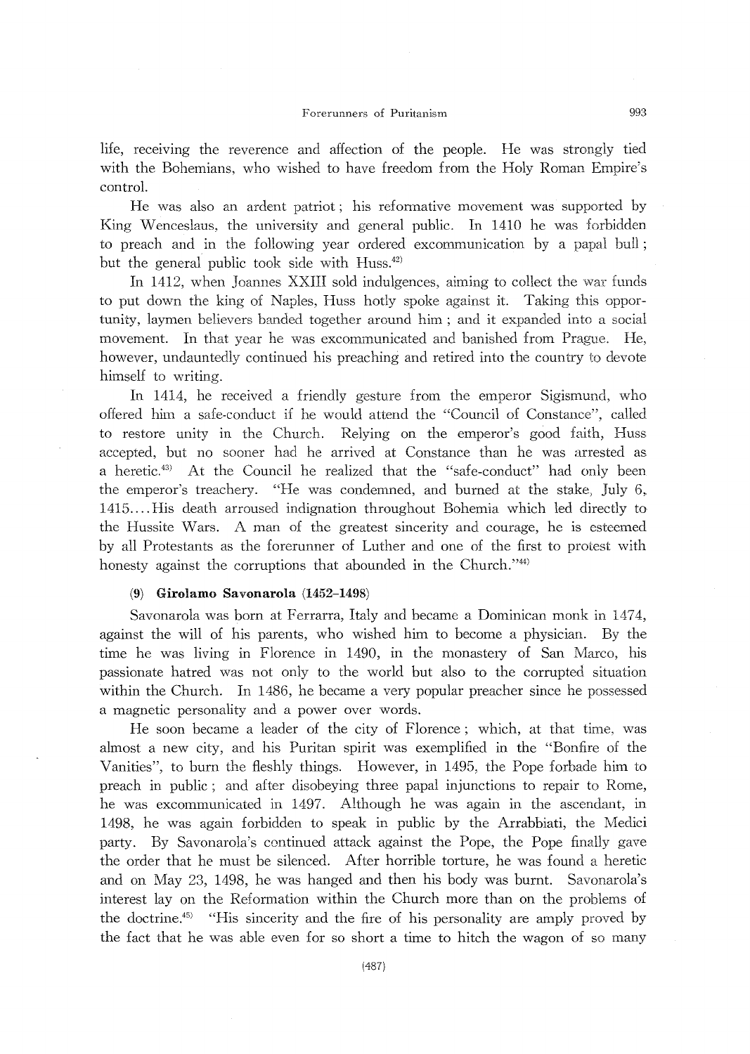life, receiving the reverence and affection of the people. He was strongly tied with the Bohemians, who wished to have freedom from the Holy Roman Empire's control.

He was also an ardent patriot; his reformative movement was supported by King Wenceslaus, the university and general public. In 1410 he was forbidden to preach and in the following year ordered excommunication by a papal bull; but the general public took side with Huss.[42]

In 1412, when Joannes XXIII sold indulgences, aiming to collect the war funds to put down the king of Naples, Huss hotly spoke against it. Taking this opportunity, laymen believers banded together around him; and it expanded into a social movement. In that year he was excommunicated and banished from Prague. He, however, undauntedly continued his preaching and retired into the country to devote himself to writing.

In 1414, he received a friendly gesture from the emperor Sigismund, who offered him a safe-conduct if he would attend the "Council of Constance", called to restore unity in the Church. Relying on the emperor's good faith, Huss accepted, but no sooner had he arrived at Constance than he was arrested as a heretic.[43] At the Council he realized that the "safe-conduct" had only been the emperor's treachery. "He was condemned, and burned at the stake, July 6, 1415.... His death arroused indignation throughout Bohemia which led directly to the Hussite Wars. A man of the greatest sincerity and courage, he is esteemed by all Protestants as the forerunner of Luther and one of the first to protest with honesty against the corruptions that abounded in the Church."[44]

**(9) Girolamo Savonarola (1452–1498)**

Savonarola was born at Ferrarra, Italy and became a Dominican monk in 1474, against the will of his parents, who wished him to become a physician. By the time he was living in Florence in 1490, in the monastery of San Marco, his passionate hatred was not only to the world but also to the corrupted situation within the Church. In 1486, he became a very popular preacher since he possessed a magnetic personality and a power over words.

He soon became a leader of the city of Florence; which, at that time, was almost a new city, and his Puritan spirit was exemplified in the "Bonfire of the Vanities", to burn the fleshly things. However, in 1495, the Pope forbade him to preach in public; and after disobeying three papal injunctions to repair to Rome, he was excommunicated in 1497. Although he was again in the ascendant, in 1498, he was again forbidden to speak in public by the Arrabbiati, the Medici party. By Savonarola's continued attack against the Pope, the Pope finally gave the order that he must be silenced. After horrible torture, he was found a heretic and on May 23, 1498, he was hanged and then his body was burnt. Savonarola's interest lay on the Reformation within the Church more than on the problems of the doctrine.[45] "His sincerity and the fire of his personality are amply proved by the fact that he was able even for so short a time to hitch the wagon of so many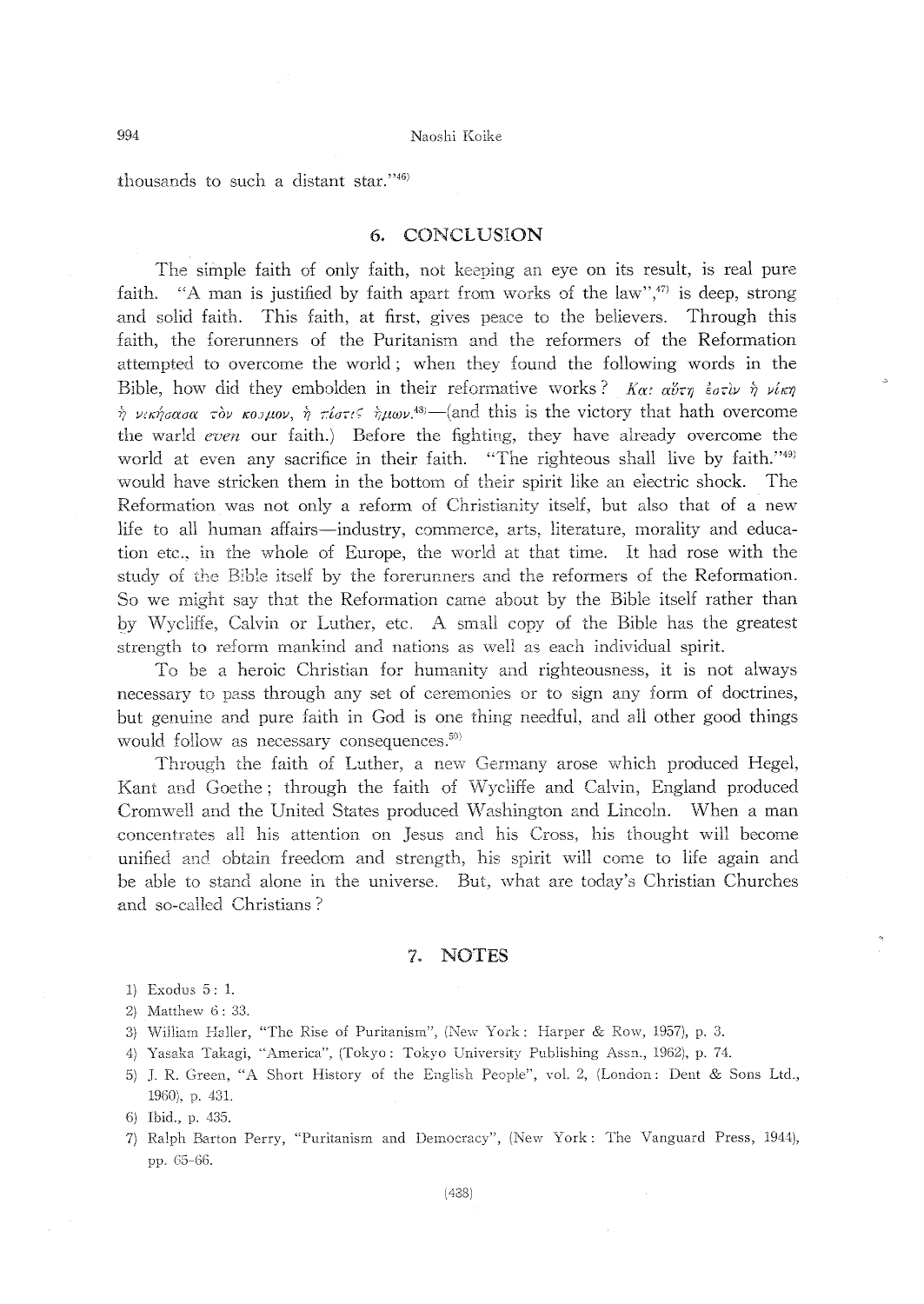thousands to such a distant star."[46]

## 6. CONCLUSION

The simple faith of only faith, not keeping an eye on its result, is real pure faith. "A man is justified by faith apart from works of the law",[47] is deep, strong and solid faith. This faith, at first, gives peace to the believers. Through this faith, the forerunners of the Puritanism and the reformers of the Reformation attempted to overcome the world; when they found the following words in the Bible, how did they embolden in their reformative works? *Καὶ αὕτη ἐστὶν ἡ νίκη ἡ νικήσασα τὸν κόσμον, ἡ πίστις ἡμῶν.*[48]—(and this is the victory that hath overcome the warld *even* our faith.) Before the fighting, they have already overcome the world at even any sacrifice in their faith. "The righteous shall live by faith."[49] would have stricken them in the bottom of their spirit like an electric shock. The Reformation was not only a reform of Christianity itself, but also that of a new life to all human affairs—industry, commerce, arts, literature, morality and education etc., in the whole of Europe, the world at that time. It had rose with the study of the Bible itself by the forerunners and the reformers of the Reformation. So we might say that the Reformation came about by the Bible itself rather than by Wycliffe, Calvin or Luther, etc. A small copy of the Bible has the greatest strength to reform mankind and nations as well as each individual spirit.

To be a heroic Christian for humanity and righteousness, it is not always necessary to pass through any set of ceremonies or to sign any form of doctrines, but genuine and pure faith in God is one thing needful, and all other good things would follow as necessary consequences.[50]

Through the faith of Luther, a new Germany arose which produced Hegel, Kant and Goethe; through the faith of Wycliffe and Calvin, England produced Cromwell and the United States produced Washington and Lincoln. When a man concentrates all his attention on Jesus and his Cross, his thought will become unified and obtain freedom and strength, his spirit will come to life again and be able to stand alone in the universe. But, what are today's Christian Churches and so-called Christians?

## 7. NOTES

1) Exodus 5: 1.
2) Matthew 6: 33.
3) William Haller, "The Rise of Puritanism", (New York: Harper & Row, 1957), p. 3.
4) Yasaka Takagi, "America", (Tokyo: Tokyo University Publishing Assn., 1962), p. 74.
5) J. R. Green, "A Short History of the English People", vol. 2, (London: Dent & Sons Ltd., 1960), p. 431.
6) Ibid., p. 435.
7) Ralph Barton Perry, "Puritanism and Democracy", (New York: The Vanguard Press, 1944), pp. 65–66.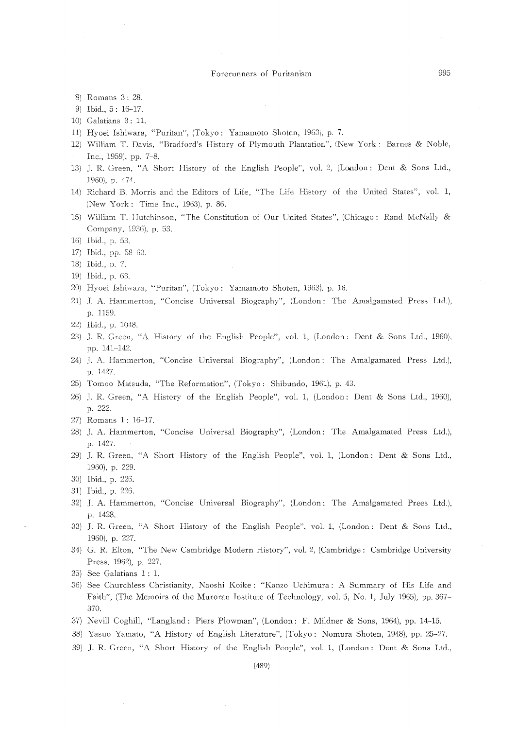8) Romans 3 : 28.
9) Ibid., 5 : 16–17.
10) Galatians 3 : 11.
11) Hyoei Ishiwara, "Puritan", (Tokyo : Yamamoto Shoten, 1963), p. 7.
12) William T. Davis, "Bradford's History of Plymouth Plantation", (New York : Barnes & Noble, Inc., 1959), pp. 7–8.
13) J. R. Green, "A Short History of the English People", vol. 2, (London : Dent & Sons Ltd., 1960), p. 474.
14) Richard B. Morris and the Editors of Life, "The Life History of the United States", vol. 1, (New York : Time Inc., 1963), p. 86.
15) William T. Hutchinson, "The Constitution of Our United States", (Chicago : Rand McNally & Company, 1936), p. 53.
16) Ibid., p. 53.
17) Ibid., pp. 58–60.
18) Ibid., p. 7.
19) Ibid., p. 63.
20) Hyoei Ishiwara, "Puritan", (Tokyo : Yamamoto Shoten, 1963), p. 16.
21) J. A. Hammerton, "Concise Universal Biography", (London : The Amalgamated Press Ltd.), p. 1159.
22) Ibid., p. 1048.
23) J. R. Green, "A History of the English People", vol. 1, (London : Dent & Sons Ltd., 1960), pp. 141–142.
24) J. A. Hammerton, "Concise Universal Biography", (London : The Amalgamated Press Ltd.), p. 1427.
25) Tomoo Matsuda, "The Reformation", (Tokyo : Shibundo, 1961), p. 43.
26) J. R. Green, "A History of the English People", vol. 1, (London : Dent & Sons Ltd., 1960), p. 222.
27) Romans 1 : 16–17.
28) J. A. Hammerton, "Concise Universal Biography", (London : The Amalgamated Press Ltd.), p. 1427.
29) J. R. Green, "A Short History of the English People", vol. 1, (London : Dent & Sons Ltd., 1960), p. 229.
30) Ibid., p. 226.
31) Ibid., p. 226.
32) J. A. Hammerton, "Concise Universal Biography", (London : The Amalgamated Prees Ltd.), p. 1428.
33) J. R. Green, "A Short History of the English People", vol. 1, (London : Dent & Sons Ltd., 1960), p. 227.
34) G. R. Elton, "The New Cambridge Modern History", vol. 2, (Cambridge : Cambridge University Press, 1962), p. 227.
35) See Galatians 1 : 1.
36) See Churchless Christianity, Naoshi Koike : "Kanzo Uchimura : A Summary of His Life and Faith", (The Memoirs of the Muroran Institute of Technology, vol. 5, No. 1, July 1965), pp. 367–370.
37) Nevill Coghill, "Langland : Piers Plowman", (London : F. Mildner & Sons, 1964), pp. 14-15.
38) Yasuo Yamato, "A History of English Literature", (Tokyo : Nomura Shoten, 1948), pp. 25–27.
39) J. R. Green, "A Short History of the English People", vol. 1, (London : Dent & Sons Ltd.,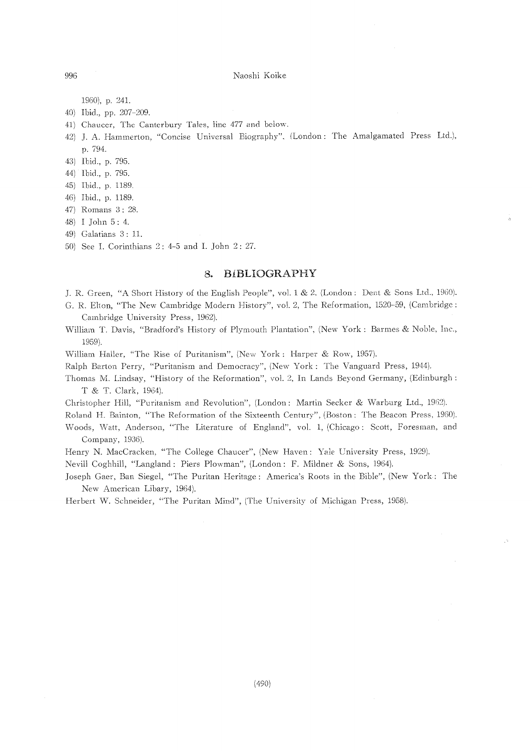1960), p. 241.

40) Ibid., pp. 207–209.

41) Chaucer, The Canterbury Tales, line 477 and below.

42) J. A. Hammerton, "Concise Universal Biography", (London: The Amalgamated Press Ltd.), p. 794.

43) Ibid., p. 795.

44) Ibid., p. 795.

45) Ibid., p. 1189.

46) Ibid., p. 1189.

47) Romans 3: 28.

48) I John 5: 4.

49) Galatians 3: 11.

50) See I. Corinthians 2: 4–5 and I. John 2: 27.

## 8. BIBLIOGRAPHY

J. R. Green, "A Short History of the English People", vol. 1 & 2, (London: Dent & Sons Ltd., 1960).

G. R. Elton, "The New Cambridge Modern History", vol. 2, The Reformation, 1520–59, (Cambridge: Cambridge University Press, 1962).

William T. Davis, "Bradford's History of Plymouth Plantation", (New York: Barmes & Noble, Inc., 1959).

William Haller, "The Rise of Puritanism", (New York: Harper & Row, 1957).

Ralph Barton Perry, "Puritanism and Democracy", (New York: The Vanguard Press, 1944).

Thomas M. Lindsay, "History of the Reformation", vol. 2, In Lands Beyond Germany, (Edinburgh: T & T. Clark, 1964).

Christopher Hill, "Puritanism and Revolution", (London: Martin Secker & Warburg Ltd., 1962).

Roland H. Bainton, "The Reformation of the Sixteenth Century", (Boston: The Beacon Press, 1960).

Woods, Watt, Anderson, "The Literature of England", vol. 1, (Chicago: Scott, Foresman, and Company, 1936).

Henry N. MacCracken, "The College Chaucer", (New Haven: Yale University Press, 1929).

Nevill Coghhill, "Langland: Piers Plowman", (London: F. Mildner & Sons, 1964).

Joseph Gaer, Ban Siegel, "The Puritan Heritage: America's Roots in the Bible", (New York: The New American Libary, 1964).

Herbert W. Schneider, "The Puritan Mind", (The University of Michigan Press, 1958).